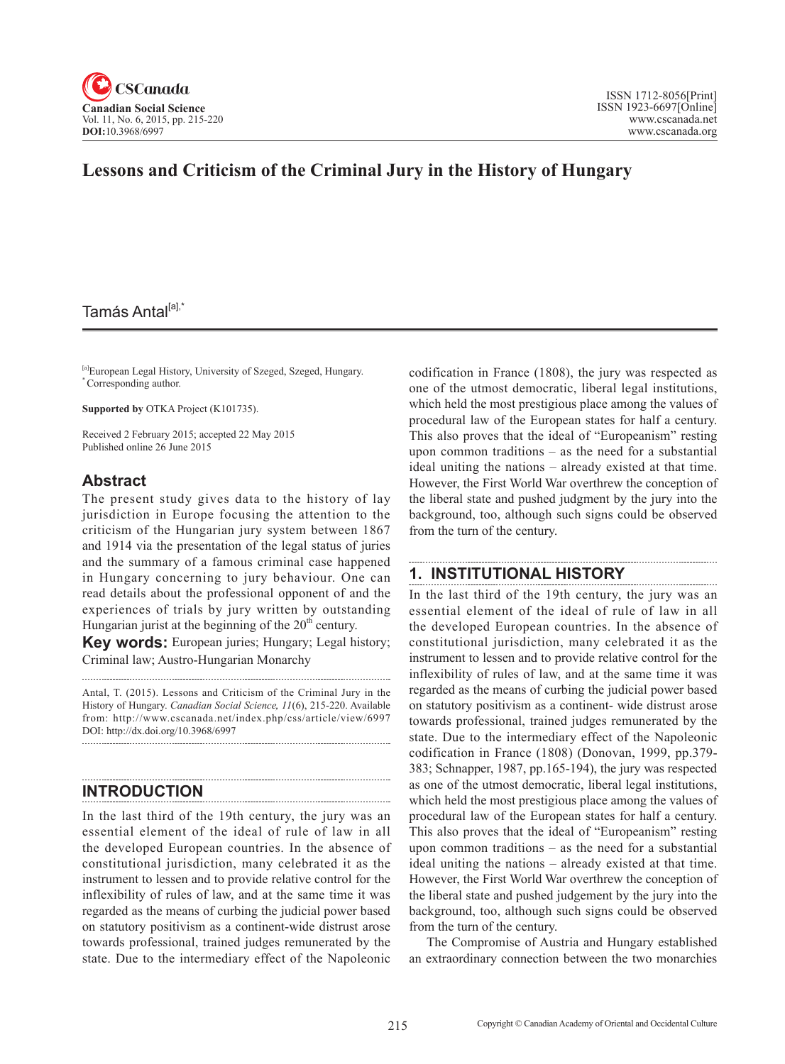# Lessons and Criticism of the Criminal Jury in the History of Hungary

Tamás Antal[a],*

[a]European Legal History, University of Szeged, Szeged, Hungary.
* Corresponding author.

**Supported by** OTKA Project (K101735).

Received 2 February 2015; accepted 22 May 2015
Published online 26 June 2015

## Abstract

The present study gives data to the history of lay jurisdiction in Europe focusing the attention to the criticism of the Hungarian jury system between 1867 and 1914 via the presentation of the legal status of juries and the summary of a famous criminal case happened in Hungary concerning to jury behaviour. One can read details about the professional opponent of and the experiences of trials by jury written by outstanding Hungarian jurist at the beginning of the 20th century.

**Key words:** European juries; Hungary; Legal history; Criminal law; Austro-Hungarian Monarchy

Antal, T. (2015). Lessons and Criticism of the Criminal Jury in the History of Hungary. *Canadian Social Science, 11*(6), 215-220. Available from: http://www.cscanada.net/index.php/css/article/view/6997 DOI: http://dx.doi.org/10.3968/6997

## INTRODUCTION

In the last third of the 19th century, the jury was an essential element of the ideal of rule of law in all the developed European countries. In the absence of constitutional jurisdiction, many celebrated it as the instrument to lessen and to provide relative control for the inflexibility of rules of law, and at the same time it was regarded as the means of curbing the judicial power based on statutory positivism as a continent-wide distrust arose towards professional, trained judges remunerated by the state. Due to the intermediary effect of the Napoleonic codification in France (1808), the jury was respected as one of the utmost democratic, liberal legal institutions, which held the most prestigious place among the values of procedural law of the European states for half a century. This also proves that the ideal of "Europeanism" resting upon common traditions – as the need for a substantial ideal uniting the nations – already existed at that time. However, the First World War overthrew the conception of the liberal state and pushed judgment by the jury into the background, too, although such signs could be observed from the turn of the century.

## 1. INSTITUTIONAL HISTORY

In the last third of the 19th century, the jury was an essential element of the ideal of rule of law in all the developed European countries. In the absence of constitutional jurisdiction, many celebrated it as the instrument to lessen and to provide relative control for the inflexibility of rules of law, and at the same time it was regarded as the means of curbing the judicial power based on statutory positivism as a continent- wide distrust arose towards professional, trained judges remunerated by the state. Due to the intermediary effect of the Napoleonic codification in France (1808) (Donovan, 1999, pp.379-383; Schnapper, 1987, pp.165-194), the jury was respected as one of the utmost democratic, liberal legal institutions, which held the most prestigious place among the values of procedural law of the European states for half a century. This also proves that the ideal of "Europeanism" resting upon common traditions – as the need for a substantial ideal uniting the nations – already existed at that time. However, the First World War overthrew the conception of the liberal state and pushed judgement by the jury into the background, too, although such signs could be observed from the turn of the century.

The Compromise of Austria and Hungary established an extraordinary connection between the two monarchies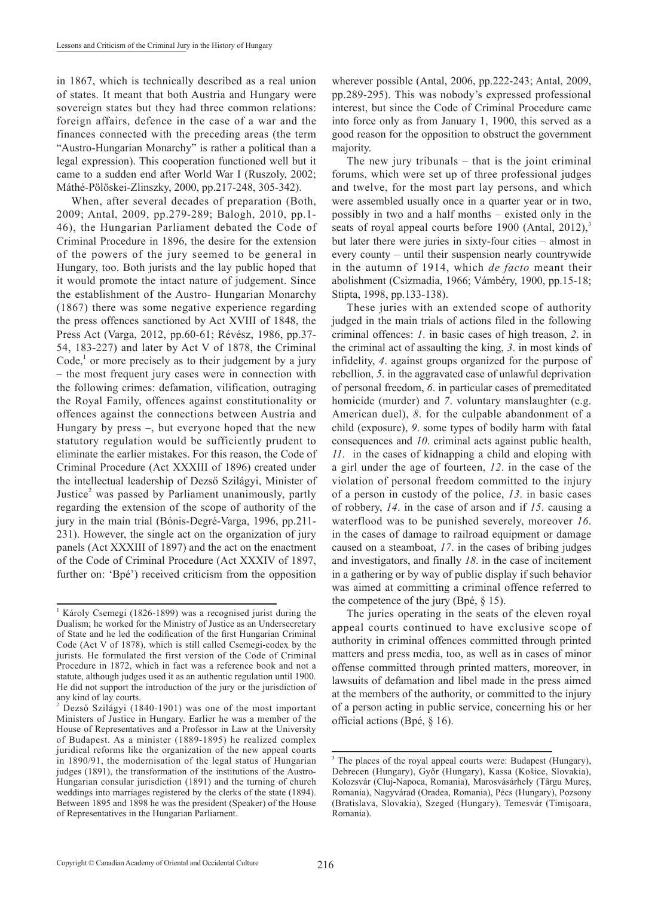in 1867, which is technically described as a real union of states. It meant that both Austria and Hungary were sovereign states but they had three common relations: foreign affairs, defence in the case of a war and the finances connected with the preceding areas (the term "Austro-Hungarian Monarchy" is rather a political than a legal expression). This cooperation functioned well but it came to a sudden end after World War I (Ruszoly, 2002; Máthé-Pölöskei-Zlinszky, 2000, pp.217-248, 305-342).

When, after several decades of preparation (Both, 2009; Antal, 2009, pp.279-289; Balogh, 2010, pp.1-46), the Hungarian Parliament debated the Code of Criminal Procedure in 1896, the desire for the extension of the powers of the jury seemed to be general in Hungary, too. Both jurists and the lay public hoped that it would promote the intact nature of judgement. Since the establishment of the Austro- Hungarian Monarchy (1867) there was some negative experience regarding the press offences sanctioned by Act XVIII of 1848, the Press Act (Varga, 2012, pp.60-61; Révész, 1986, pp.37-54, 183-227) and later by Act V of 1878, the Criminal Code,[1] or more precisely as to their judgement by a jury – the most frequent jury cases were in connection with the following crimes: defamation, vilification, outraging the Royal Family, offences against constitutionality or offences against the connections between Austria and Hungary by press –, but everyone hoped that the new statutory regulation would be sufficiently prudent to eliminate the earlier mistakes. For this reason, the Code of Criminal Procedure (Act XXXIII of 1896) created under the intellectual leadership of Dezső Szilágyi, Minister of Justice[2] was passed by Parliament unanimously, partly regarding the extension of the scope of authority of the jury in the main trial (Bónis-Degré-Varga, 1996, pp.211-231). However, the single act on the organization of jury panels (Act XXXIII of 1897) and the act on the enactment of the Code of Criminal Procedure (Act XXXIV of 1897, further on: 'Bpé') received criticism from the opposition wherever possible (Antal, 2006, pp.222-243; Antal, 2009, pp.289-295). This was nobody's expressed professional interest, but since the Code of Criminal Procedure came into force only as from January 1, 1900, this served as a good reason for the opposition to obstruct the government majority.

The new jury tribunals – that is the joint criminal forums, which were set up of three professional judges and twelve, for the most part lay persons, and which were assembled usually once in a quarter year or in two, possibly in two and a half months – existed only in the seats of royal appeal courts before 1900 (Antal, 2012),[3] but later there were juries in sixty-four cities – almost in every county – until their suspension nearly countrywide in the autumn of 1914, which *de facto* meant their abolishment (Csizmadia, 1966; Vámbéry, 1900, pp.15-18; Stipta, 1998, pp.133-138).

These juries with an extended scope of authority judged in the main trials of actions filed in the following criminal offences: *1*. in basic cases of high treason, *2*. in the criminal act of assaulting the king, *3*. in most kinds of infidelity, *4*. against groups organized for the purpose of rebellion, *5*. in the aggravated case of unlawful deprivation of personal freedom, *6*. in particular cases of premeditated homicide (murder) and *7*. voluntary manslaughter (e.g. American duel), *8*. for the culpable abandonment of a child (exposure), *9*. some types of bodily harm with fatal consequences and *10*. criminal acts against public health, *11*. in the cases of kidnapping a child and eloping with a girl under the age of fourteen, *12*. in the case of the violation of personal freedom committed to the injury of a person in custody of the police, *13*. in basic cases of robbery, *14*. in the case of arson and if *15*. causing a waterflood was to be punished severely, moreover *16*. in the cases of damage to railroad equipment or damage caused on a steamboat, *17*. in the cases of bribing judges and investigators, and finally *18*. in the case of incitement in a gathering or by way of public display if such behavior was aimed at committing a criminal offence referred to the competence of the jury (Bpé, § 15).

The juries operating in the seats of the eleven royal appeal courts continued to have exclusive scope of authority in criminal offences committed through printed matters and press media, too, as well as in cases of minor offense committed through printed matters, moreover, in lawsuits of defamation and libel made in the press aimed at the members of the authority, or committed to the injury of a person acting in public service, concerning his or her official actions (Bpé, § 16).

---

[1] Károly Csemegi (1826-1899) was a recognised jurist during the Dualism; he worked for the Ministry of Justice as an Undersecretary of State and he led the codification of the first Hungarian Criminal Code (Act V of 1878), which is still called Csemegi-codex by the jurists. He formulated the first version of the Code of Criminal Procedure in 1872, which in fact was a reference book and not a statute, although judges used it as an authentic regulation until 1900. He did not support the introduction of the jury or the jurisdiction of any kind of lay courts.

[2] Dezső Szilágyi (1840-1901) was one of the most important Ministers of Justice in Hungary. Earlier he was a member of the House of Representatives and a Professor in Law at the University of Budapest. As a minister (1889-1895) he realized complex juridical reforms like the organization of the new appeal courts in 1890/91, the modernisation of the legal status of Hungarian judges (1891), the transformation of the institutions of the Austro-Hungarian consular jurisdiction (1891) and the turning of church weddings into marriages registered by the clerks of the state (1894). Between 1895 and 1898 he was the president (Speaker) of the House of Representatives in the Hungarian Parliament.

[3] The places of the royal appeal courts were: Budapest (Hungary), Debrecen (Hungary), Győr (Hungary), Kassa (Košice, Slovakia), Kolozsvár (Cluj-Napoca, Romania), Marosvásárhely (Târgu Mureş, Romania), Nagyvárad (Oradea, Romania), Pécs (Hungary), Pozsony (Bratislava, Slovakia), Szeged (Hungary), Temesvár (Timişoara, Romania).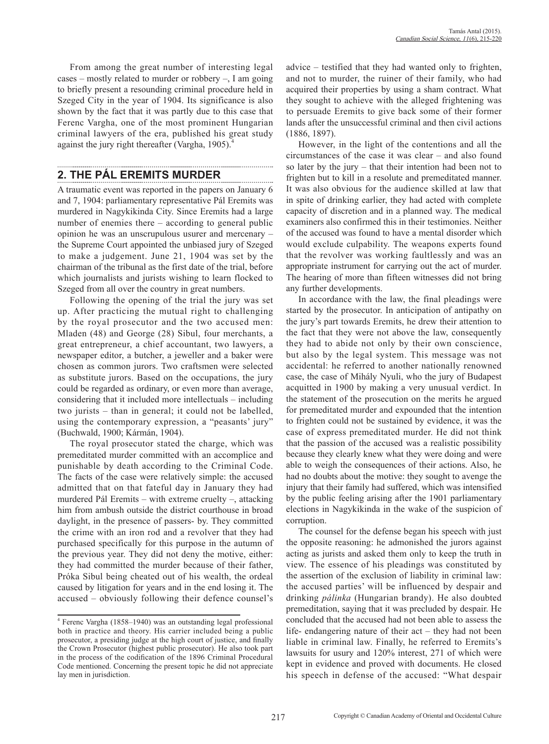From among the great number of interesting legal cases – mostly related to murder or robbery –, I am going to briefly present a resounding criminal procedure held in Szeged City in the year of 1904. Its significance is also shown by the fact that it was partly due to this case that Ferenc Vargha, one of the most prominent Hungarian criminal lawyers of the era, published his great study against the jury right thereafter (Vargha, 1905).[4]

## 2. THE PÁL EREMITS MURDER

A traumatic event was reported in the papers on January 6 and 7, 1904: parliamentary representative Pál Eremits was murdered in Nagykikinda City. Since Eremits had a large number of enemies there – according to general public opinion he was an unscrupulous usurer and mercenary – the Supreme Court appointed the unbiased jury of Szeged to make a judgement. June 21, 1904 was set by the chairman of the tribunal as the first date of the trial, before which journalists and jurists wishing to learn flocked to Szeged from all over the country in great numbers.

Following the opening of the trial the jury was set up. After practicing the mutual right to challenging by the royal prosecutor and the two accused men: Mladen (48) and George (28) Sibul, four merchants, a great entrepreneur, a chief accountant, two lawyers, a newspaper editor, a butcher, a jeweller and a baker were chosen as common jurors. Two craftsmen were selected as substitute jurors. Based on the occupations, the jury could be regarded as ordinary, or even more than average, considering that it included more intellectuals – including two jurists – than in general; it could not be labelled, using the contemporary expression, a "peasants' jury" (Buchwald, 1900; Kármán, 1904).

The royal prosecutor stated the charge, which was premeditated murder committed with an accomplice and punishable by death according to the Criminal Code. The facts of the case were relatively simple: the accused admitted that on that fateful day in January they had murdered Pál Eremits – with extreme cruelty –, attacking him from ambush outside the district courthouse in broad daylight, in the presence of passers- by. They committed the crime with an iron rod and a revolver that they had purchased specifically for this purpose in the autumn of the previous year. They did not deny the motive, either: they had committed the murder because of their father, Próka Sibul being cheated out of his wealth, the ordeal caused by litigation for years and in the end losing it. The accused – obviously following their defence counsel's advice – testified that they had wanted only to frighten, and not to murder, the ruiner of their family, who had acquired their properties by using a sham contract. What they sought to achieve with the alleged frightening was to persuade Eremits to give back some of their former lands after the unsuccessful criminal and then civil actions (1886, 1897).

However, in the light of the contentions and all the circumstances of the case it was clear – and also found so later by the jury – that their intention had been not to frighten but to kill in a resolute and premeditated manner. It was also obvious for the audience skilled at law that in spite of drinking earlier, they had acted with complete capacity of discretion and in a planned way. The medical examiners also confirmed this in their testimonies. Neither of the accused was found to have a mental disorder which would exclude culpability. The weapons experts found that the revolver was working faultlessly and was an appropriate instrument for carrying out the act of murder. The hearing of more than fifteen witnesses did not bring any further developments.

In accordance with the law, the final pleadings were started by the prosecutor. In anticipation of antipathy on the jury's part towards Eremits, he drew their attention to the fact that they were not above the law, consequently they had to abide not only by their own conscience, but also by the legal system. This message was not accidental: he referred to another nationally renowned case, the case of Mihály Nyuli, who the jury of Budapest acquitted in 1900 by making a very unusual verdict. In the statement of the prosecution on the merits he argued for premeditated murder and expounded that the intention to frighten could not be sustained by evidence, it was the case of express premeditated murder. He did not think that the passion of the accused was a realistic possibility because they clearly knew what they were doing and were able to weigh the consequences of their actions. Also, he had no doubts about the motive: they sought to avenge the injury that their family had suffered, which was intensified by the public feeling arising after the 1901 parliamentary elections in Nagykikinda in the wake of the suspicion of corruption.

The counsel for the defense began his speech with just the opposite reasoning: he admonished the jurors against acting as jurists and asked them only to keep the truth in view. The essence of his pleadings was constituted by the assertion of the exclusion of liability in criminal law: the accused parties' will be influenced by despair and drinking *pálinka* (Hungarian brandy). He also doubted premeditation, saying that it was precluded by despair. He concluded that the accused had not been able to assess the life- endangering nature of their act – they had not been liable in criminal law. Finally, he referred to Eremits's lawsuits for usury and 120% interest, 271 of which were kept in evidence and proved with documents. He closed his speech in defense of the accused: "What despair

[4] Ferenc Vargha (1858–1940) was an outstanding legal professional both in practice and theory. His carrier included being a public prosecutor, a presiding judge at the high court of justice, and finally the Crown Prosecutor (highest public prosecutor). He also took part in the process of the codification of the 1896 Criminal Procedural Code mentioned. Concerning the present topic he did not appreciate lay men in jurisdiction.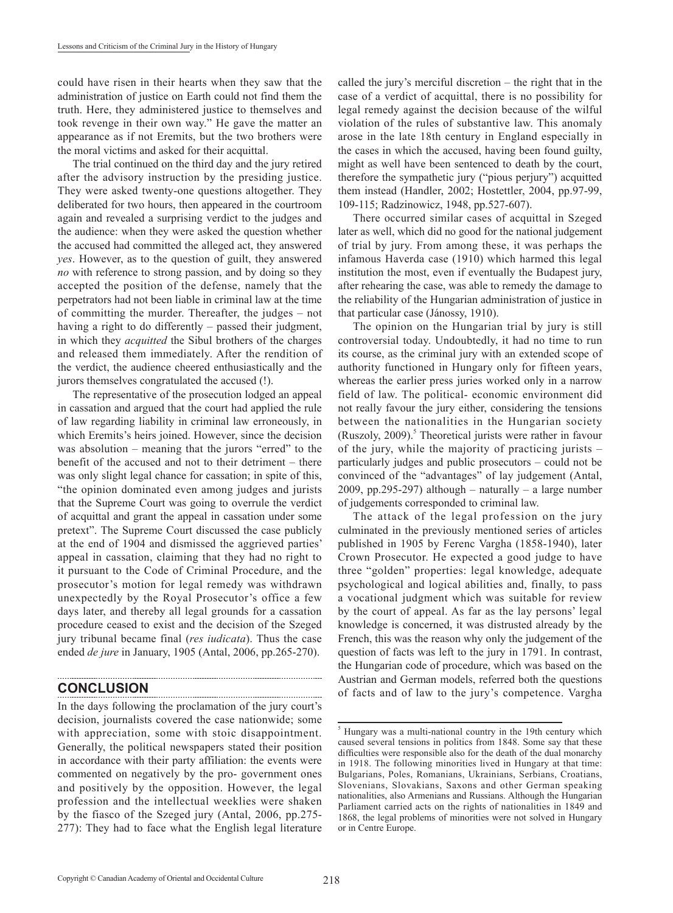could have risen in their hearts when they saw that the administration of justice on Earth could not find them the truth. Here, they administered justice to themselves and took revenge in their own way." He gave the matter an appearance as if not Eremits, but the two brothers were the moral victims and asked for their acquittal.

The trial continued on the third day and the jury retired after the advisory instruction by the presiding justice. They were asked twenty-one questions altogether. They deliberated for two hours, then appeared in the courtroom again and revealed a surprising verdict to the judges and the audience: when they were asked the question whether the accused had committed the alleged act, they answered *yes*. However, as to the question of guilt, they answered *no* with reference to strong passion, and by doing so they accepted the position of the defense, namely that the perpetrators had not been liable in criminal law at the time of committing the murder. Thereafter, the judges – not having a right to do differently – passed their judgment, in which they *acquitted* the Sibul brothers of the charges and released them immediately. After the rendition of the verdict, the audience cheered enthusiastically and the jurors themselves congratulated the accused (!).

The representative of the prosecution lodged an appeal in cassation and argued that the court had applied the rule of law regarding liability in criminal law erroneously, in which Eremits's heirs joined. However, since the decision was absolution – meaning that the jurors "erred" to the benefit of the accused and not to their detriment – there was only slight legal chance for cassation; in spite of this, "the opinion dominated even among judges and jurists that the Supreme Court was going to overrule the verdict of acquittal and grant the appeal in cassation under some pretext". The Supreme Court discussed the case publicly at the end of 1904 and dismissed the aggrieved parties' appeal in cassation, claiming that they had no right to it pursuant to the Code of Criminal Procedure, and the prosecutor's motion for legal remedy was withdrawn unexpectedly by the Royal Prosecutor's office a few days later, and thereby all legal grounds for a cassation procedure ceased to exist and the decision of the Szeged jury tribunal became final (*res iudicata*). Thus the case ended *de jure* in January, 1905 (Antal, 2006, pp.265-270).

## CONCLUSION

In the days following the proclamation of the jury court's decision, journalists covered the case nationwide; some with appreciation, some with stoic disappointment. Generally, the political newspapers stated their position in accordance with their party affiliation: the events were commented on negatively by the pro- government ones and positively by the opposition. However, the legal profession and the intellectual weeklies were shaken by the fiasco of the Szeged jury (Antal, 2006, pp.275-277): They had to face what the English legal literature called the jury's merciful discretion – the right that in the case of a verdict of acquittal, there is no possibility for legal remedy against the decision because of the wilful violation of the rules of substantive law. This anomaly arose in the late 18th century in England especially in the cases in which the accused, having been found guilty, might as well have been sentenced to death by the court, therefore the sympathetic jury ("pious perjury") acquitted them instead (Handler, 2002; Hostettler, 2004, pp.97-99, 109-115; Radzinowicz, 1948, pp.527-607).

There occurred similar cases of acquittal in Szeged later as well, which did no good for the national judgement of trial by jury. From among these, it was perhaps the infamous Haverda case (1910) which harmed this legal institution the most, even if eventually the Budapest jury, after rehearing the case, was able to remedy the damage to the reliability of the Hungarian administration of justice in that particular case (Jánossy, 1910).

The opinion on the Hungarian trial by jury is still controversial today. Undoubtedly, it had no time to run its course, as the criminal jury with an extended scope of authority functioned in Hungary only for fifteen years, whereas the earlier press juries worked only in a narrow field of law. The political- economic environment did not really favour the jury either, considering the tensions between the nationalities in the Hungarian society (Ruszoly, 2009).[5] Theoretical jurists were rather in favour of the jury, while the majority of practicing jurists – particularly judges and public prosecutors – could not be convinced of the "advantages" of lay judgement (Antal, 2009, pp.295-297) although – naturally – a large number of judgements corresponded to criminal law.

The attack of the legal profession on the jury culminated in the previously mentioned series of articles published in 1905 by Ferenc Vargha (1858-1940), later Crown Prosecutor. He expected a good judge to have three "golden" properties: legal knowledge, adequate psychological and logical abilities and, finally, to pass a vocational judgment which was suitable for review by the court of appeal. As far as the lay persons' legal knowledge is concerned, it was distrusted already by the French, this was the reason why only the judgement of the question of facts was left to the jury in 1791. In contrast, the Hungarian code of procedure, which was based on the Austrian and German models, referred both the questions of facts and of law to the jury's competence. Vargha

[5] Hungary was a multi-national country in the 19th century which caused several tensions in politics from 1848. Some say that these difficulties were responsible also for the death of the dual monarchy in 1918. The following minorities lived in Hungary at that time: Bulgarians, Poles, Romanians, Ukrainians, Serbians, Croatians, Slovenians, Slovakians, Saxons and other German speaking nationalities, also Armenians and Russians. Although the Hungarian Parliament carried acts on the rights of nationalities in 1849 and 1868, the legal problems of minorities were not solved in Hungary or in Centre Europe.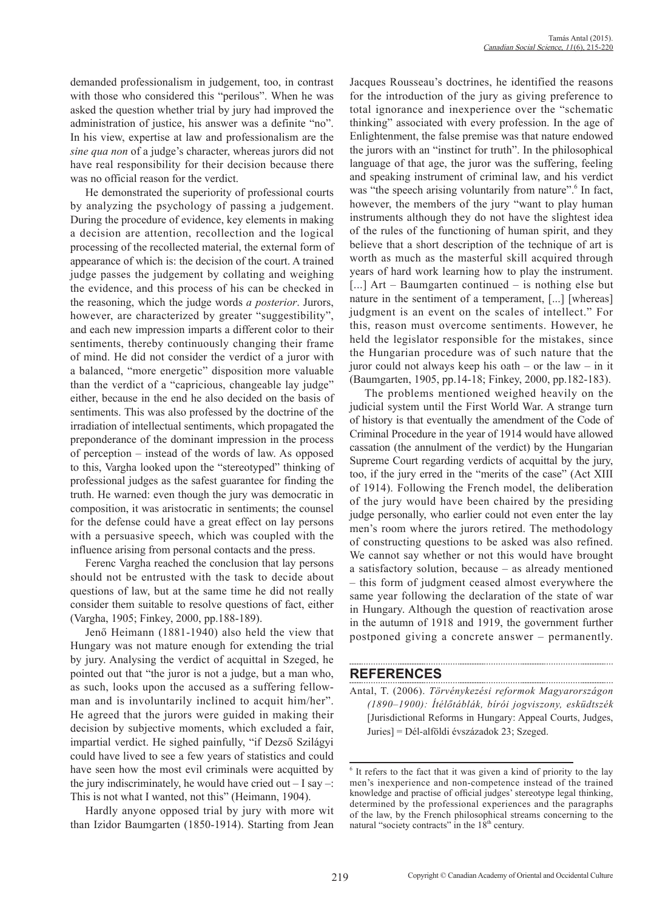demanded professionalism in judgement, too, in contrast with those who considered this "perilous". When he was asked the question whether trial by jury had improved the administration of justice, his answer was a definite "no". In his view, expertise at law and professionalism are the *sine qua non* of a judge's character, whereas jurors did not have real responsibility for their decision because there was no official reason for the verdict.

He demonstrated the superiority of professional courts by analyzing the psychology of passing a judgement. During the procedure of evidence, key elements in making a decision are attention, recollection and the logical processing of the recollected material, the external form of appearance of which is: the decision of the court. A trained judge passes the judgement by collating and weighing the evidence, and this process of his can be checked in the reasoning, which the judge words *a posterior*. Jurors, however, are characterized by greater "suggestibility", and each new impression imparts a different color to their sentiments, thereby continuously changing their frame of mind. He did not consider the verdict of a juror with a balanced, "more energetic" disposition more valuable than the verdict of a "capricious, changeable lay judge" either, because in the end he also decided on the basis of sentiments. This was also professed by the doctrine of the irradiation of intellectual sentiments, which propagated the preponderance of the dominant impression in the process of perception – instead of the words of law. As opposed to this, Vargha looked upon the "stereotyped" thinking of professional judges as the safest guarantee for finding the truth. He warned: even though the jury was democratic in composition, it was aristocratic in sentiments; the counsel for the defense could have a great effect on lay persons with a persuasive speech, which was coupled with the influence arising from personal contacts and the press.

Ferenc Vargha reached the conclusion that lay persons should not be entrusted with the task to decide about questions of law, but at the same time he did not really consider them suitable to resolve questions of fact, either (Vargha, 1905; Finkey, 2000, pp.188-189).

Jenő Heimann (1881-1940) also held the view that Hungary was not mature enough for extending the trial by jury. Analysing the verdict of acquittal in Szeged, he pointed out that "the juror is not a judge, but a man who, as such, looks upon the accused as a suffering fellow-man and is involuntarily inclined to acquit him/her". He agreed that the jurors were guided in making their decision by subjective moments, which excluded a fair, impartial verdict. He sighed painfully, "if Dezső Szilágyi could have lived to see a few years of statistics and could have seen how the most evil criminals were acquitted by the jury indiscriminately, he would have cried out – I say –: This is not what I wanted, not this" (Heimann, 1904).

Hardly anyone opposed trial by jury with more wit than Izidor Baumgarten (1850-1914). Starting from Jean Jacques Rousseau's doctrines, he identified the reasons for the introduction of the jury as giving preference to total ignorance and inexperience over the "schematic thinking" associated with every profession. In the age of Enlightenment, the false premise was that nature endowed the jurors with an "instinct for truth". In the philosophical language of that age, the juror was the suffering, feeling and speaking instrument of criminal law, and his verdict was "the speech arising voluntarily from nature".[6] In fact, however, the members of the jury "want to play human instruments although they do not have the slightest idea of the rules of the functioning of human spirit, and they believe that a short description of the technique of art is worth as much as the masterful skill acquired through years of hard work learning how to play the instrument. [...] Art – Baumgarten continued – is nothing else but nature in the sentiment of a temperament, [...] [whereas] judgment is an event on the scales of intellect." For this, reason must overcome sentiments. However, he held the legislator responsible for the mistakes, since the Hungarian procedure was of such nature that the juror could not always keep his oath – or the law – in it (Baumgarten, 1905, pp.14-18; Finkey, 2000, pp.182-183).

The problems mentioned weighed heavily on the judicial system until the First World War. A strange turn of history is that eventually the amendment of the Code of Criminal Procedure in the year of 1914 would have allowed cassation (the annulment of the verdict) by the Hungarian Supreme Court regarding verdicts of acquittal by the jury, too, if the jury erred in the "merits of the case" (Act XIII of 1914). Following the French model, the deliberation of the jury would have been chaired by the presiding judge personally, who earlier could not even enter the lay men's room where the jurors retired. The methodology of constructing questions to be asked was also refined. We cannot say whether or not this would have brought a satisfactory solution, because – as already mentioned – this form of judgment ceased almost everywhere the same year following the declaration of the state of war in Hungary. Although the question of reactivation arose in the autumn of 1918 and 1919, the government further postponed giving a concrete answer – permanently.

## REFERENCES

Antal, T. (2006). *Törvénykezési reformok Magyarországon (1890–1900): Ítélőtáblák, bírói jogviszony, esküdtszék* [Jurisdictional Reforms in Hungary: Appeal Courts, Judges, Juries] = Dél-alföldi évszázadok 23; Szeged.

---

[6] It refers to the fact that it was given a kind of priority to the lay men's inexperience and non-competence instead of the trained knowledge and practise of official judges' stereotype legal thinking, determined by the professional experiences and the paragraphs of the law, by the French philosophical streams concerning to the natural "society contracts" in the 18th century.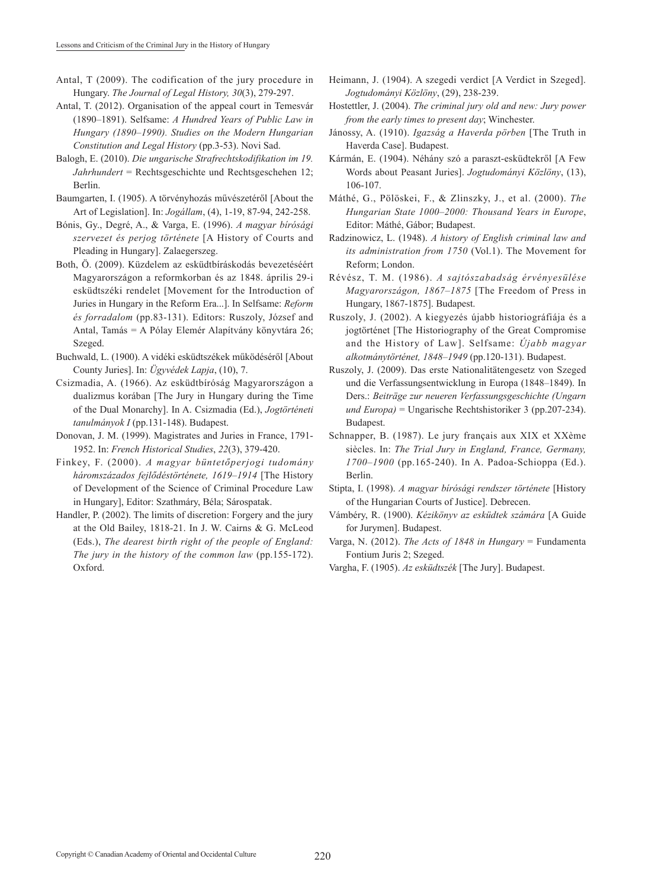Antal, T (2009). The codification of the jury procedure in Hungary. *The Journal of Legal History, 30*(3), 279-297.

Antal, T. (2012). Organisation of the appeal court in Temesvár (1890–1891). Selfsame: *A Hundred Years of Public Law in Hungary (1890–1990). Studies on the Modern Hungarian Constitution and Legal History* (pp.3-53). Novi Sad.

Balogh, E. (2010). *Die ungarische Strafrechtskodifikation im 19. Jahrhundert* = Rechtsgeschichte und Rechtsgeschehen 12; Berlin.

Baumgarten, I. (1905). A törvényhozás művészetéről [About the Art of Legislation]. In: *Jogállam*, (4), 1-19, 87-94, 242-258.

Bónis, Gy., Degré, A., & Varga, E. (1996). *A magyar bírósági szervezet és perjog története* [A History of Courts and Pleading in Hungary]. Zalaegerszeg.

Both, Ö. (2009). Küzdelem az esküdtbíráskodás bevezetéséért Magyarországon a reformkorban és az 1848. április 29-i esküdtszéki rendelet [Movement for the Introduction of Juries in Hungary in the Reform Era...]. In Selfsame: *Reform és forradalom* (pp.83-131). Editors: Ruszoly, József and Antal, Tamás = A Pólay Elemér Alapítvány könyvtára 26; Szeged.

Buchwald, L. (1900). A vidéki esküdtszékek működéséről [About County Juries]. In: *Ügyvédek Lapja*, (10), 7.

Csizmadia, A. (1966). Az esküdtbíróság Magyarországon a dualizmus korában [The Jury in Hungary during the Time of the Dual Monarchy]. In A. Csizmadia (Ed.), *Jogtörténeti tanulmányok I* (pp.131-148). Budapest.

Donovan, J. M. (1999). Magistrates and Juries in France, 1791-1952. In: *French Historical Studies*, *22*(3), 379-420.

Finkey, F. (2000). *A magyar büntetőperjogi tudomány háromszázados fejlődéstörténete, 1619–1914* [The History of Development of the Science of Criminal Procedure Law in Hungary], Editor: Szathmáry, Béla; Sárospatak.

Handler, P. (2002). The limits of discretion: Forgery and the jury at the Old Bailey, 1818-21. In J. W. Cairns & G. McLeod (Eds.), *The dearest birth right of the people of England: The jury in the history of the common law* (pp.155-172). Oxford.

Heimann, J. (1904). A szegedi verdict [A Verdict in Szeged]. *Jogtudományi Közlöny*, (29), 238-239.

Hostettler, J. (2004). *The criminal jury old and new: Jury power from the early times to present day*; Winchester.

Jánossy, A. (1910). *Igazság a Haverda pörben* [The Truth in Haverda Case]. Budapest.

Kármán, E. (1904). Néhány szó a paraszt-esküdtekről [A Few Words about Peasant Juries]. *Jogtudományi Közlöny*, (13), 106-107.

Máthé, G., Pölöskei, F., & Zlinszky, J., et al. (2000). *The Hungarian State 1000–2000: Thousand Years in Europe*, Editor: Máthé, Gábor; Budapest.

Radzinowicz, L. (1948). *A history of English criminal law and its administration from 1750* (Vol.1). The Movement for Reform; London.

Révész, T. M. (1986). *A sajtószabadság érvényesülése Magyarországon, 1867–1875* [The Freedom of Press in Hungary, 1867-1875]. Budapest.

Ruszoly, J. (2002). A kiegyezés újabb historiográfiája és a jogtörténet [The Historiography of the Great Compromise and the History of Law]. Selfsame: *Újabb magyar alkotmánytörténet, 1848–1949* (pp.120-131). Budapest.

Ruszoly, J. (2009). Das erste Nationalitätengesetz von Szeged und die Verfassungsentwicklung in Europa (1848–1849). In Ders.: *Beiträge zur neueren Verfassungsgeschichte (Ungarn und Europa)* = Ungarische Rechtshistoriker 3 (pp.207-234). Budapest.

Schnapper, B. (1987). Le jury français aux XIX et XXème siècles. In: *The Trial Jury in England, France, Germany, 1700–1900* (pp.165-240). In A. Padoa-Schioppa (Ed.). Berlin.

Stipta, I. (1998). *A magyar bírósági rendszer története* [History of the Hungarian Courts of Justice]. Debrecen.

Vámbéry, R. (1900). *Kézikönyv az esküdtek számára* [A Guide for Jurymen]. Budapest.

Varga, N. (2012). *The Acts of 1848 in Hungary* = Fundamenta Fontium Juris 2; Szeged.

Vargha, F. (1905). *Az esküdtszék* [The Jury]. Budapest.